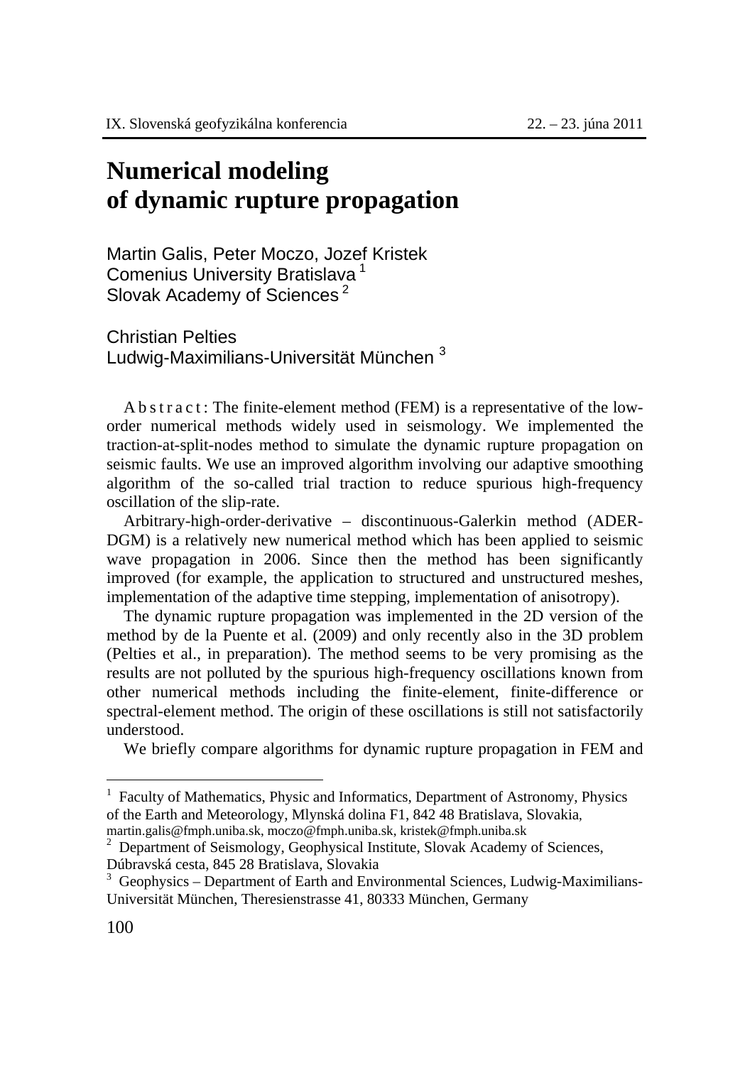# Numerical modeling of dynamic rupture propagation

Martin Galis, Peter Moczo, Jozef Kristek
Comenius University Bratislava [1]
Slovak Academy of Sciences [2]

Christian Pelties
Ludwig-Maximilians-Universität München [3]

Abstract: The finite-element method (FEM) is a representative of the low-order numerical methods widely used in seismology. We implemented the traction-at-split-nodes method to simulate the dynamic rupture propagation on seismic faults. We use an improved algorithm involving our adaptive smoothing algorithm of the so-called trial traction to reduce spurious high-frequency oscillation of the slip-rate.

Arbitrary-high-order-derivative – discontinuous-Galerkin method (ADER-DGM) is a relatively new numerical method which has been applied to seismic wave propagation in 2006. Since then the method has been significantly improved (for example, the application to structured and unstructured meshes, implementation of the adaptive time stepping, implementation of anisotropy).

The dynamic rupture propagation was implemented in the 2D version of the method by de la Puente et al. (2009) and only recently also in the 3D problem (Pelties et al., in preparation). The method seems to be very promising as the results are not polluted by the spurious high-frequency oscillations known from other numerical methods including the finite-element, finite-difference or spectral-element method. The origin of these oscillations is still not satisfactorily understood.

We briefly compare algorithms for dynamic rupture propagation in FEM and

[1] Faculty of Mathematics, Physic and Informatics, Department of Astronomy, Physics of the Earth and Meteorology, Mlynská dolina F1, 842 48 Bratislava, Slovakia, martin.galis@fmph.uniba.sk, moczo@fmph.uniba.sk, kristek@fmph.uniba.sk

[2] Department of Seismology, Geophysical Institute, Slovak Academy of Sciences, Dúbravská cesta, 845 28 Bratislava, Slovakia

[3] Geophysics – Department of Earth and Environmental Sciences, Ludwig-Maximilians-Universität München, Theresienstrasse 41, 80333 München, Germany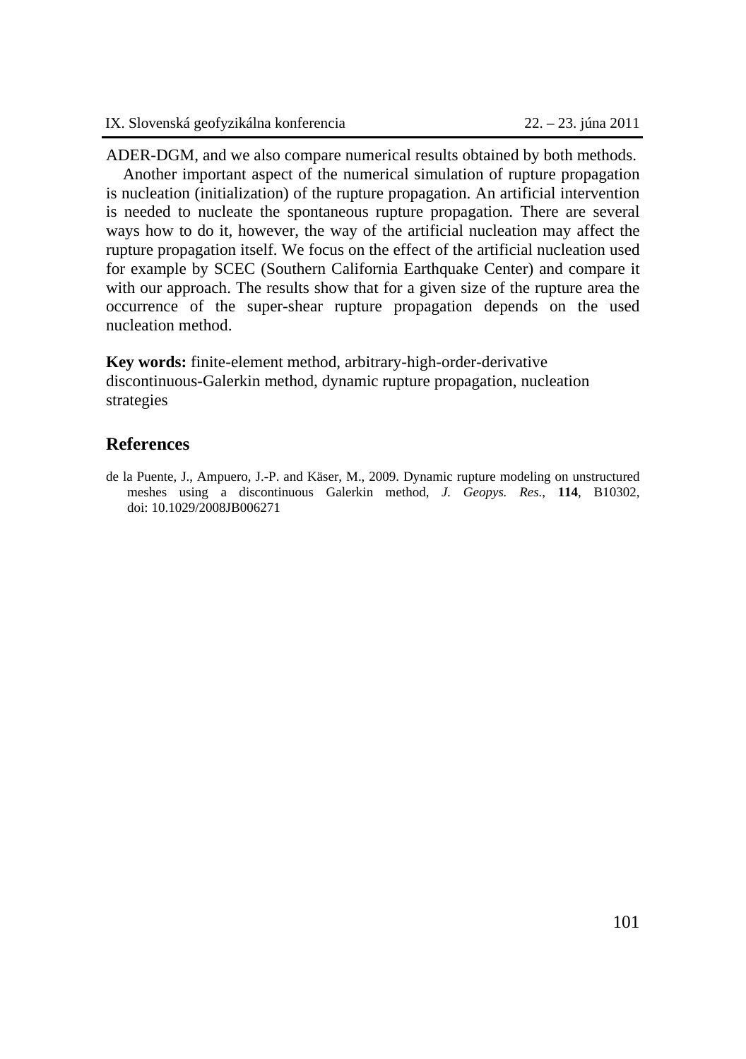ADER-DGM, and we also compare numerical results obtained by both methods.

Another important aspect of the numerical simulation of rupture propagation is nucleation (initialization) of the rupture propagation. An artificial intervention is needed to nucleate the spontaneous rupture propagation. There are several ways how to do it, however, the way of the artificial nucleation may affect the rupture propagation itself. We focus on the effect of the artificial nucleation used for example by SCEC (Southern California Earthquake Center) and compare it with our approach. The results show that for a given size of the rupture area the occurrence of the super-shear rupture propagation depends on the used nucleation method.

**Key words:** finite-element method, arbitrary-high-order-derivative discontinuous-Galerkin method, dynamic rupture propagation, nucleation strategies

## References

de la Puente, J., Ampuero, J.-P. and Käser, M., 2009. Dynamic rupture modeling on unstructured meshes using a discontinuous Galerkin method, *J. Geopys. Res.*, **114**, B10302, doi: 10.1029/2008JB006271